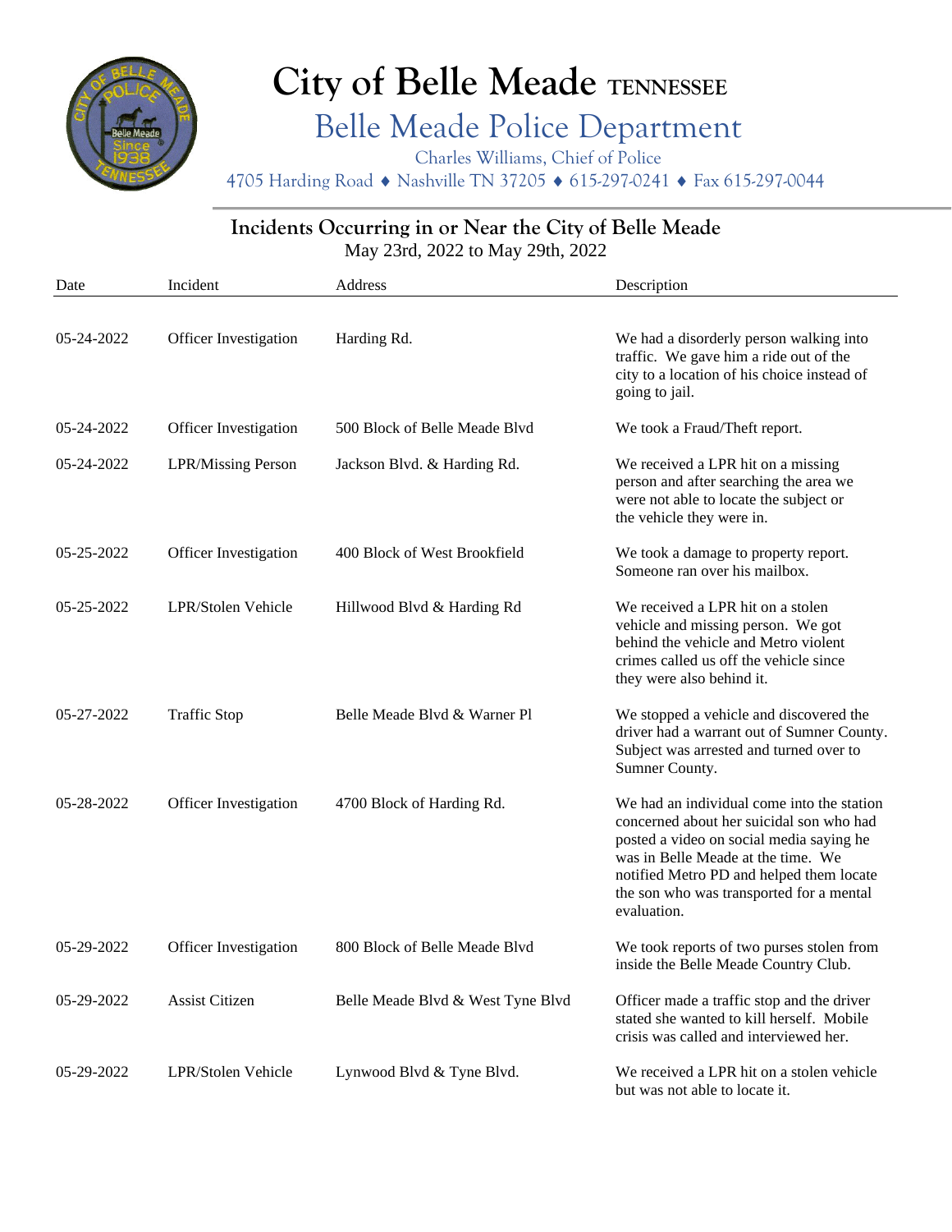# City of Belle Meade TENNESSEE

## Belle Meade Police Department

Charles Williams, Chief of Police

4705 Harding Road ♦ Nashville TN 37205 ♦ 615-297-0241 ♦ Fax 615-297-0044

### Incidents Occurring in or Near the City of Belle Meade

May 23rd, 2022 to May 29th, 2022

| Date | Incident | Address | Description |
|---|---|---|---|
| 05-24-2022 | Officer Investigation | Harding Rd. | We had a disorderly person walking into traffic. We gave him a ride out of the city to a location of his choice instead of going to jail. |
| 05-24-2022 | Officer Investigation | 500 Block of Belle Meade Blvd | We took a Fraud/Theft report. |
| 05-24-2022 | LPR/Missing Person | Jackson Blvd. & Harding Rd. | We received a LPR hit on a missing person and after searching the area we were not able to locate the subject or the vehicle they were in. |
| 05-25-2022 | Officer Investigation | 400 Block of West Brookfield | We took a damage to property report. Someone ran over his mailbox. |
| 05-25-2022 | LPR/Stolen Vehicle | Hillwood Blvd & Harding Rd | We received a LPR hit on a stolen vehicle and missing person. We got behind the vehicle and Metro violent crimes called us off the vehicle since they were also behind it. |
| 05-27-2022 | Traffic Stop | Belle Meade Blvd & Warner Pl | We stopped a vehicle and discovered the driver had a warrant out of Sumner County. Subject was arrested and turned over to Sumner County. |
| 05-28-2022 | Officer Investigation | 4700 Block of Harding Rd. | We had an individual come into the station concerned about her suicidal son who had posted a video on social media saying he was in Belle Meade at the time. We notified Metro PD and helped them locate the son who was transported for a mental evaluation. |
| 05-29-2022 | Officer Investigation | 800 Block of Belle Meade Blvd | We took reports of two purses stolen from inside the Belle Meade Country Club. |
| 05-29-2022 | Assist Citizen | Belle Meade Blvd & West Tyne Blvd | Officer made a traffic stop and the driver stated she wanted to kill herself. Mobile crisis was called and interviewed her. |
| 05-29-2022 | LPR/Stolen Vehicle | Lynwood Blvd & Tyne Blvd. | We received a LPR hit on a stolen vehicle but was not able to locate it. |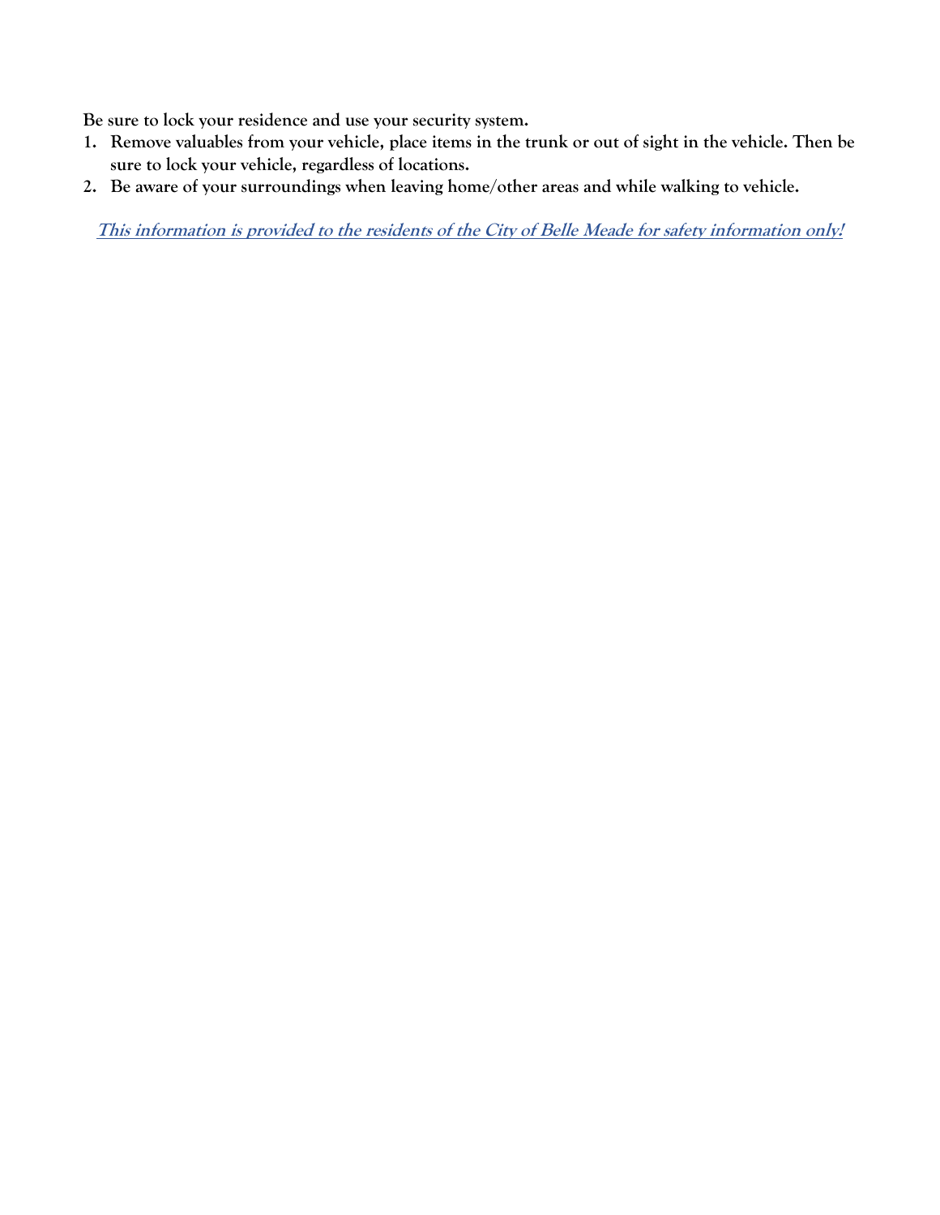**Be sure to lock your residence and use your security system.**

1. **Remove valuables from your vehicle, place items in the trunk or out of sight in the vehicle. Then be sure to lock your vehicle, regardless of locations.**
2. **Be aware of your surroundings when leaving home/other areas and while walking to vehicle.**

***This information is provided to the residents of the City of Belle Meade for safety information only!***